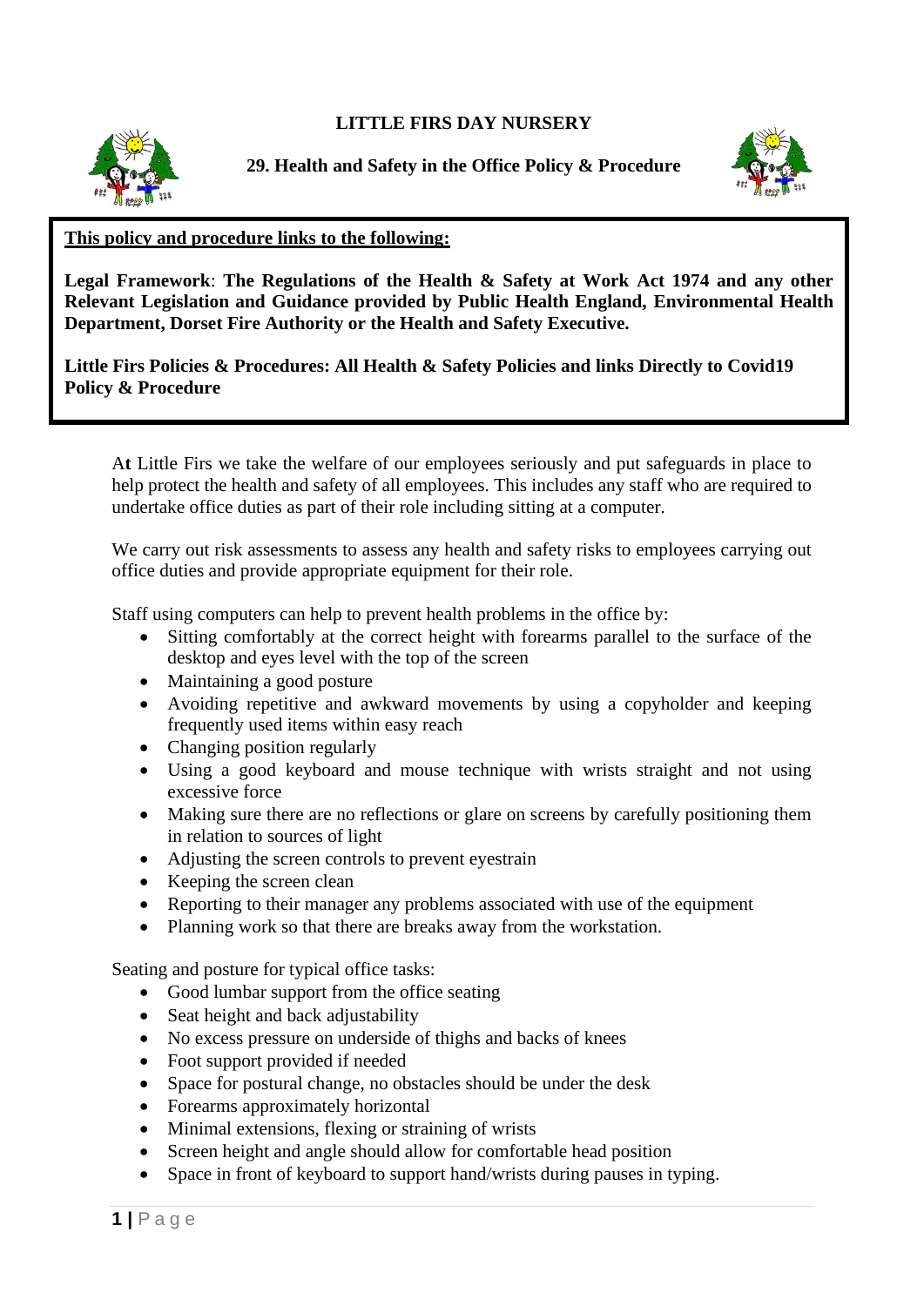# LITTLE FIRS DAY NURSERY

## 29. Health and Safety in the Office Policy & Procedure

**This policy and procedure links to the following:**

**Legal Framework**: **The Regulations of the Health & Safety at Work Act 1974 and any other Relevant Legislation and Guidance provided by Public Health England, Environmental Health Department, Dorset Fire Authority or the Health and Safety Executive.**

**Little Firs Policies & Procedures: All Health & Safety Policies and links Directly to Covid19 Policy & Procedure**

At Little Firs we take the welfare of our employees seriously and put safeguards in place to help protect the health and safety of all employees. This includes any staff who are required to undertake office duties as part of their role including sitting at a computer.

We carry out risk assessments to assess any health and safety risks to employees carrying out office duties and provide appropriate equipment for their role.

Staff using computers can help to prevent health problems in the office by:

- Sitting comfortably at the correct height with forearms parallel to the surface of the desktop and eyes level with the top of the screen
- Maintaining a good posture
- Avoiding repetitive and awkward movements by using a copyholder and keeping frequently used items within easy reach
- Changing position regularly
- Using a good keyboard and mouse technique with wrists straight and not using excessive force
- Making sure there are no reflections or glare on screens by carefully positioning them in relation to sources of light
- Adjusting the screen controls to prevent eyestrain
- Keeping the screen clean
- Reporting to their manager any problems associated with use of the equipment
- Planning work so that there are breaks away from the workstation.

Seating and posture for typical office tasks:

- Good lumbar support from the office seating
- Seat height and back adjustability
- No excess pressure on underside of thighs and backs of knees
- Foot support provided if needed
- Space for postural change, no obstacles should be under the desk
- Forearms approximately horizontal
- Minimal extensions, flexing or straining of wrists
- Screen height and angle should allow for comfortable head position
- Space in front of keyboard to support hand/wrists during pauses in typing.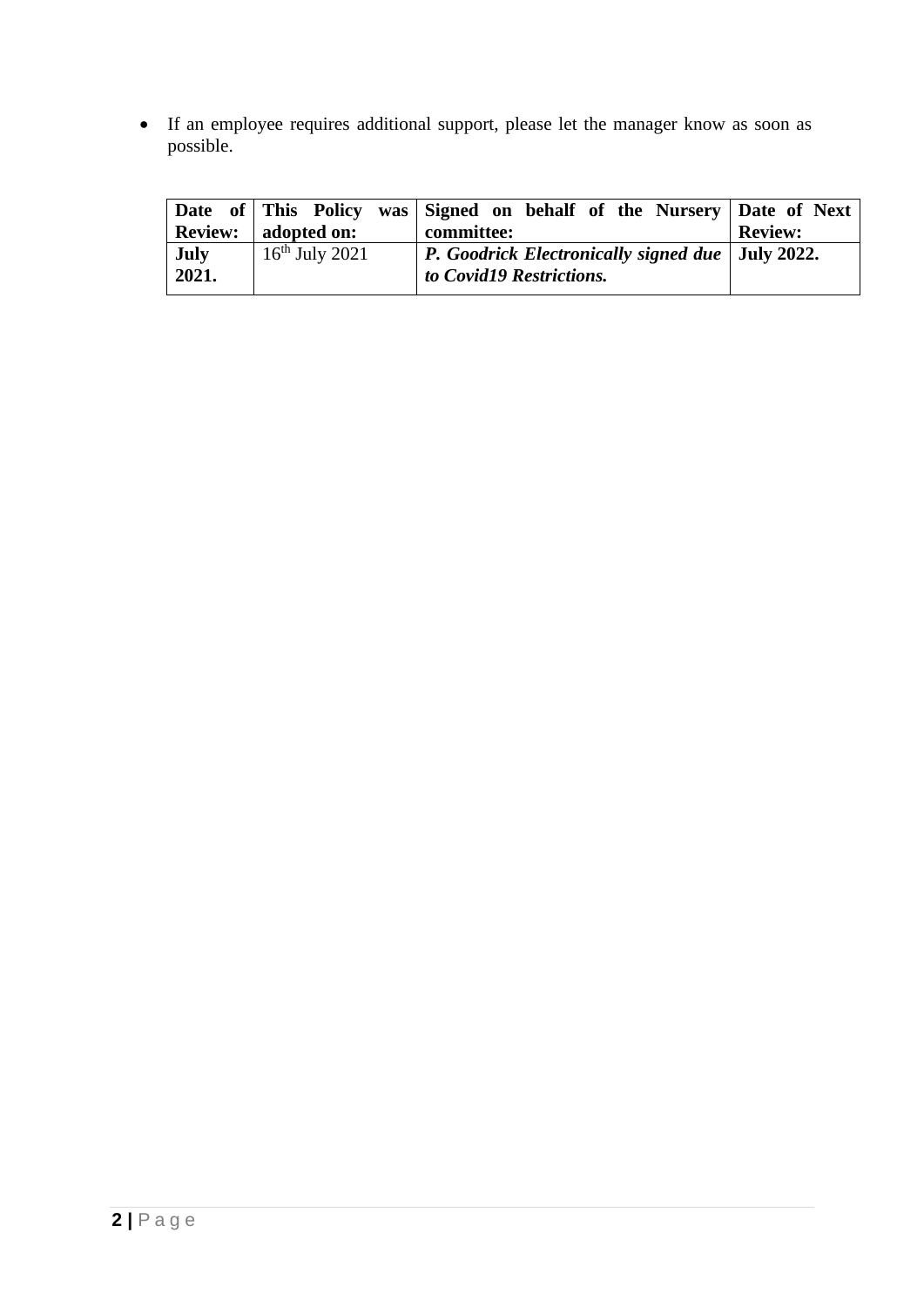- If an employee requires additional support, please let the manager know as soon as possible.

| **Date of Review:** | **This Policy was adopted on:** | **Signed on behalf of the Nursery committee:** | **Date of Next Review:** |
|---|---|---|---|
| **July 2021.** | 16th July 2021 | ***P. Goodrick Electronically signed due to Covid19 Restrictions.*** | **July 2022.** |